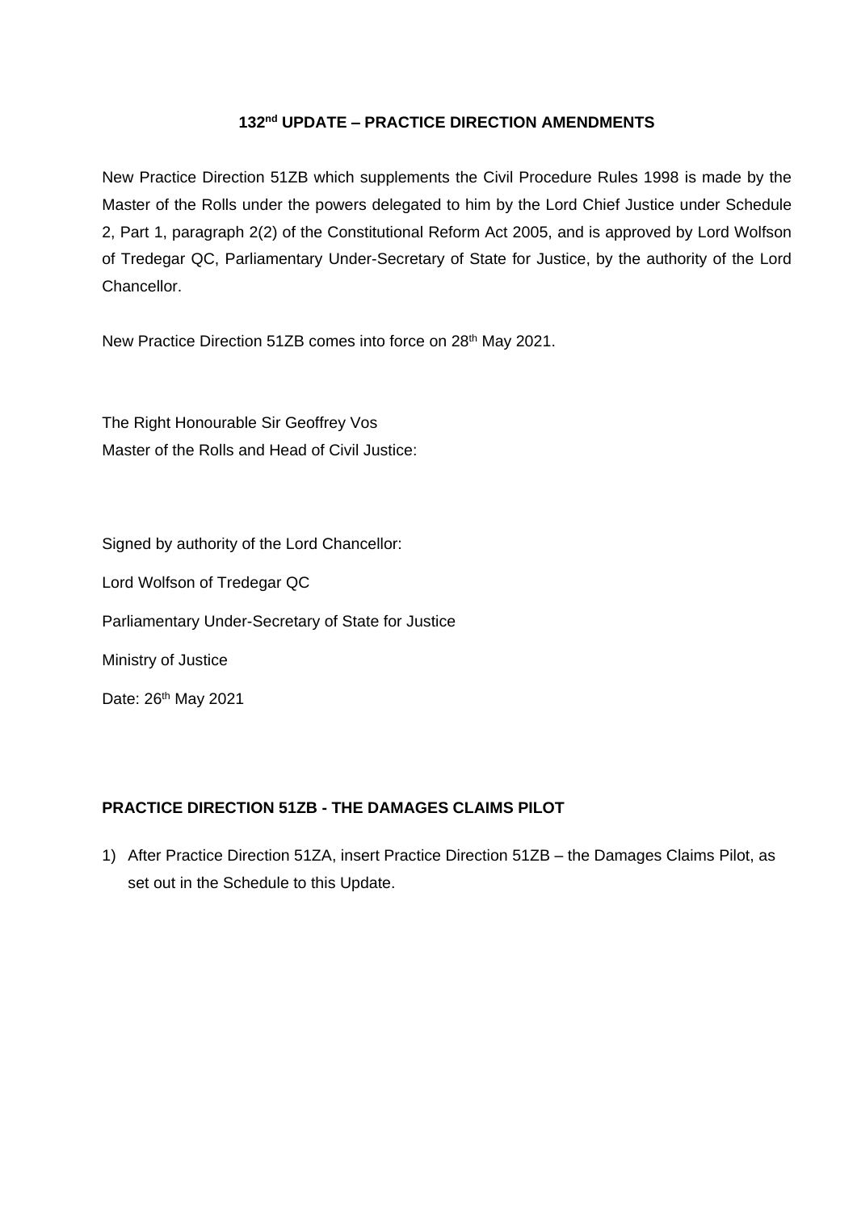# 132nd UPDATE – PRACTICE DIRECTION AMENDMENTS

New Practice Direction 51ZB which supplements the Civil Procedure Rules 1998 is made by the Master of the Rolls under the powers delegated to him by the Lord Chief Justice under Schedule 2, Part 1, paragraph 2(2) of the Constitutional Reform Act 2005, and is approved by Lord Wolfson of Tredegar QC, Parliamentary Under-Secretary of State for Justice, by the authority of the Lord Chancellor.

New Practice Direction 51ZB comes into force on 28th May 2021.

The Right Honourable Sir Geoffrey Vos
Master of the Rolls and Head of Civil Justice:

Signed by authority of the Lord Chancellor:

Lord Wolfson of Tredegar QC

Parliamentary Under-Secretary of State for Justice

Ministry of Justice

Date: 26th May 2021

## PRACTICE DIRECTION 51ZB - THE DAMAGES CLAIMS PILOT

1) After Practice Direction 51ZA, insert Practice Direction 51ZB – the Damages Claims Pilot, as set out in the Schedule to this Update.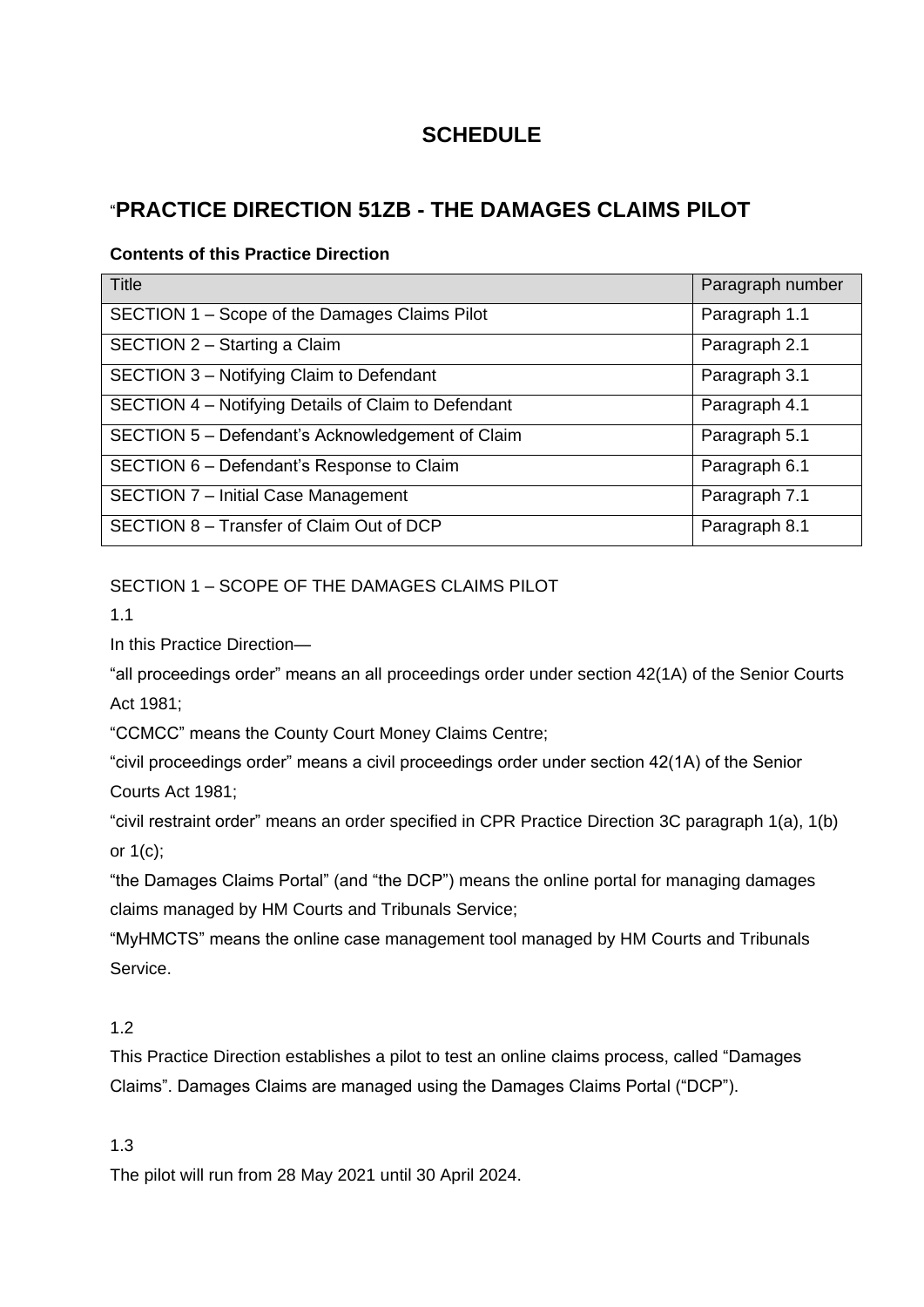# SCHEDULE

## "PRACTICE DIRECTION 51ZB - THE DAMAGES CLAIMS PILOT

**Contents of this Practice Direction**

| Title | Paragraph number |
|---|---|
| SECTION 1 – Scope of the Damages Claims Pilot | Paragraph 1.1 |
| SECTION 2 – Starting a Claim | Paragraph 2.1 |
| SECTION 3 – Notifying Claim to Defendant | Paragraph 3.1 |
| SECTION 4 – Notifying Details of Claim to Defendant | Paragraph 4.1 |
| SECTION 5 – Defendant's Acknowledgement of Claim | Paragraph 5.1 |
| SECTION 6 – Defendant's Response to Claim | Paragraph 6.1 |
| SECTION 7 – Initial Case Management | Paragraph 7.1 |
| SECTION 8 – Transfer of Claim Out of DCP | Paragraph 8.1 |

SECTION 1 – SCOPE OF THE DAMAGES CLAIMS PILOT

1.1

In this Practice Direction—

"all proceedings order" means an all proceedings order under section 42(1A) of the Senior Courts Act 1981;

"CCMCC" means the County Court Money Claims Centre;

"civil proceedings order" means a civil proceedings order under section 42(1A) of the Senior Courts Act 1981;

"civil restraint order" means an order specified in CPR Practice Direction 3C paragraph 1(a), 1(b) or 1(c);

"the Damages Claims Portal" (and "the DCP") means the online portal for managing damages claims managed by HM Courts and Tribunals Service;

"MyHMCTS" means the online case management tool managed by HM Courts and Tribunals Service.

1.2

This Practice Direction establishes a pilot to test an online claims process, called "Damages Claims". Damages Claims are managed using the Damages Claims Portal ("DCP").

1.3

The pilot will run from 28 May 2021 until 30 April 2024.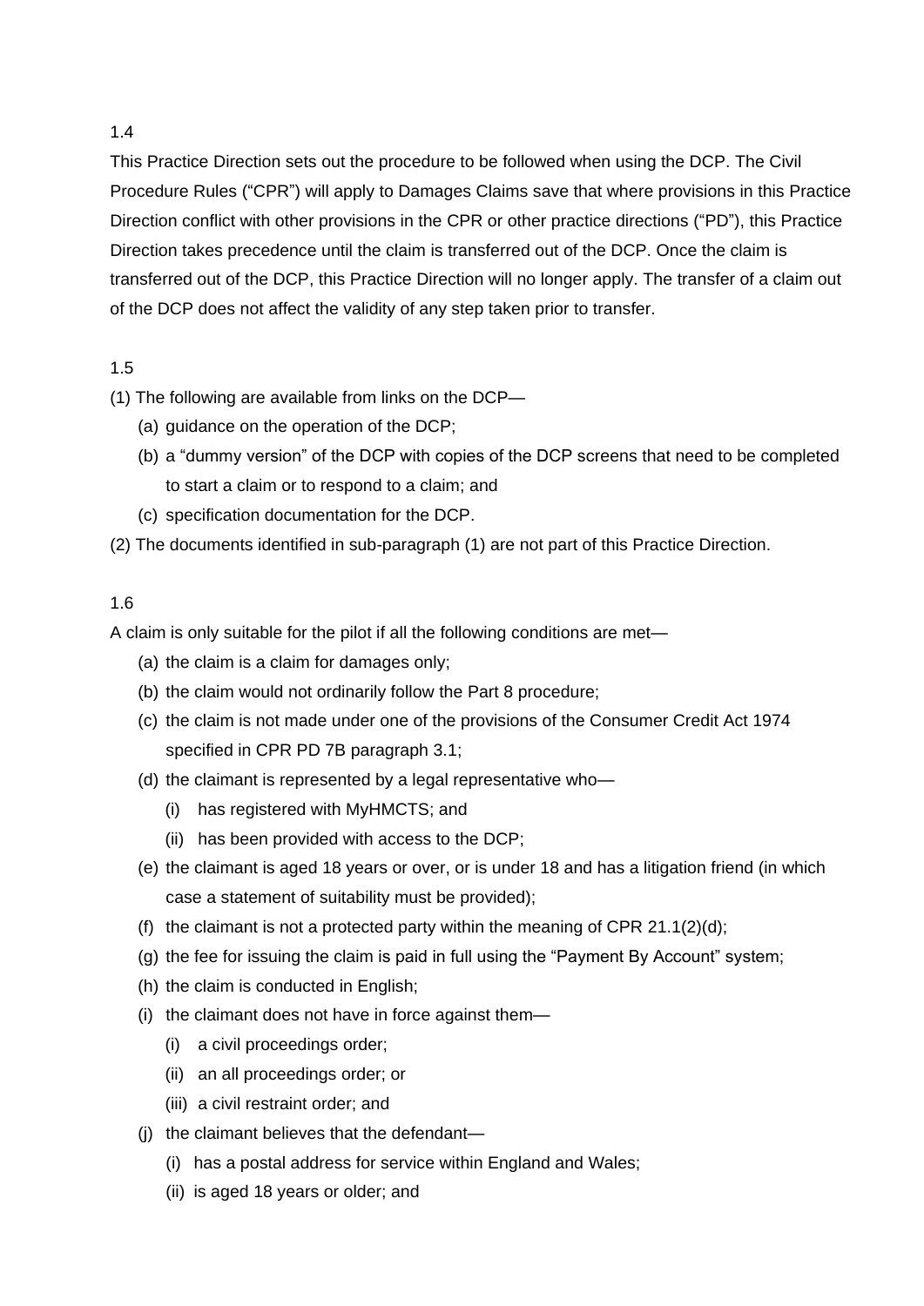1.4

This Practice Direction sets out the procedure to be followed when using the DCP. The Civil Procedure Rules ("CPR") will apply to Damages Claims save that where provisions in this Practice Direction conflict with other provisions in the CPR or other practice directions ("PD"), this Practice Direction takes precedence until the claim is transferred out of the DCP. Once the claim is transferred out of the DCP, this Practice Direction will no longer apply. The transfer of a claim out of the DCP does not affect the validity of any step taken prior to transfer.

1.5

(1) The following are available from links on the DCP—

- (a) guidance on the operation of the DCP;
- (b) a "dummy version" of the DCP with copies of the DCP screens that need to be completed to start a claim or to respond to a claim; and
- (c) specification documentation for the DCP.

(2) The documents identified in sub-paragraph (1) are not part of this Practice Direction.

1.6

A claim is only suitable for the pilot if all the following conditions are met—

- (a) the claim is a claim for damages only;
- (b) the claim would not ordinarily follow the Part 8 procedure;
- (c) the claim is not made under one of the provisions of the Consumer Credit Act 1974 specified in CPR PD 7B paragraph 3.1;
- (d) the claimant is represented by a legal representative who—
  - (i) has registered with MyHMCTS; and
  - (ii) has been provided with access to the DCP;
- (e) the claimant is aged 18 years or over, or is under 18 and has a litigation friend (in which case a statement of suitability must be provided);
- (f) the claimant is not a protected party within the meaning of CPR 21.1(2)(d);
- (g) the fee for issuing the claim is paid in full using the "Payment By Account" system;
- (h) the claim is conducted in English;
- (i) the claimant does not have in force against them—
  - (i) a civil proceedings order;
  - (ii) an all proceedings order; or
  - (iii) a civil restraint order; and
- (j) the claimant believes that the defendant—
  - (i) has a postal address for service within England and Wales;
  - (ii) is aged 18 years or older; and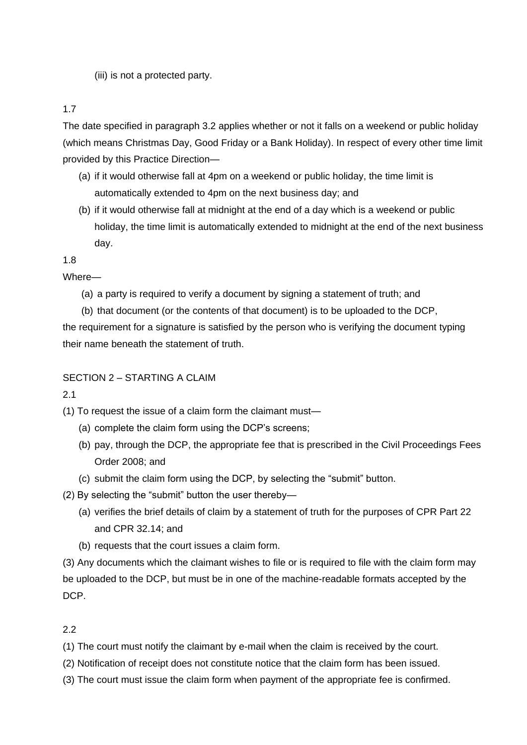(iii) is not a protected party.

1.7

The date specified in paragraph 3.2 applies whether or not it falls on a weekend or public holiday (which means Christmas Day, Good Friday or a Bank Holiday). In respect of every other time limit provided by this Practice Direction—

(a) if it would otherwise fall at 4pm on a weekend or public holiday, the time limit is automatically extended to 4pm on the next business day; and

(b) if it would otherwise fall at midnight at the end of a day which is a weekend or public holiday, the time limit is automatically extended to midnight at the end of the next business day.

1.8

Where—

(a) a party is required to verify a document by signing a statement of truth; and

(b) that document (or the contents of that document) is to be uploaded to the DCP,

the requirement for a signature is satisfied by the person who is verifying the document typing their name beneath the statement of truth.

## SECTION 2 – STARTING A CLAIM

2.1

(1) To request the issue of a claim form the claimant must—

(a) complete the claim form using the DCP's screens;

(b) pay, through the DCP, the appropriate fee that is prescribed in the Civil Proceedings Fees Order 2008; and

(c) submit the claim form using the DCP, by selecting the "submit" button.

(2) By selecting the "submit" button the user thereby—

(a) verifies the brief details of claim by a statement of truth for the purposes of CPR Part 22 and CPR 32.14; and

(b) requests that the court issues a claim form.

(3) Any documents which the claimant wishes to file or is required to file with the claim form may be uploaded to the DCP, but must be in one of the machine-readable formats accepted by the DCP.

2.2

(1) The court must notify the claimant by e-mail when the claim is received by the court.

(2) Notification of receipt does not constitute notice that the claim form has been issued.

(3) The court must issue the claim form when payment of the appropriate fee is confirmed.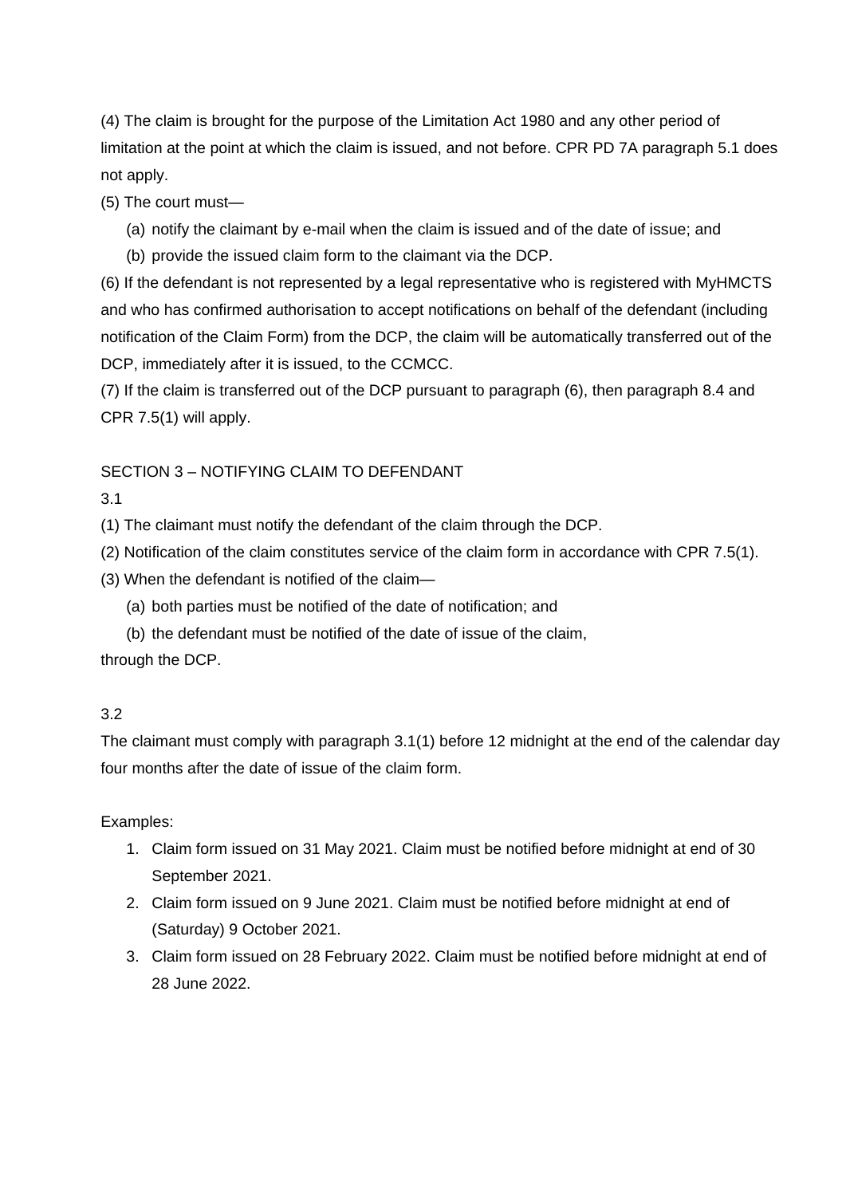(4) The claim is brought for the purpose of the Limitation Act 1980 and any other period of limitation at the point at which the claim is issued, and not before. CPR PD 7A paragraph 5.1 does not apply.

(5) The court must—

(a) notify the claimant by e-mail when the claim is issued and of the date of issue; and

(b) provide the issued claim form to the claimant via the DCP.

(6) If the defendant is not represented by a legal representative who is registered with MyHMCTS and who has confirmed authorisation to accept notifications on behalf of the defendant (including notification of the Claim Form) from the DCP, the claim will be automatically transferred out of the DCP, immediately after it is issued, to the CCMCC.

(7) If the claim is transferred out of the DCP pursuant to paragraph (6), then paragraph 8.4 and CPR 7.5(1) will apply.

## SECTION 3 – NOTIFYING CLAIM TO DEFENDANT

3.1

(1) The claimant must notify the defendant of the claim through the DCP.

(2) Notification of the claim constitutes service of the claim form in accordance with CPR 7.5(1).

(3) When the defendant is notified of the claim—

(a) both parties must be notified of the date of notification; and

(b) the defendant must be notified of the date of issue of the claim,

through the DCP.

3.2

The claimant must comply with paragraph 3.1(1) before 12 midnight at the end of the calendar day four months after the date of issue of the claim form.

Examples:

1. Claim form issued on 31 May 2021. Claim must be notified before midnight at end of 30 September 2021.
2. Claim form issued on 9 June 2021. Claim must be notified before midnight at end of (Saturday) 9 October 2021.
3. Claim form issued on 28 February 2022. Claim must be notified before midnight at end of 28 June 2022.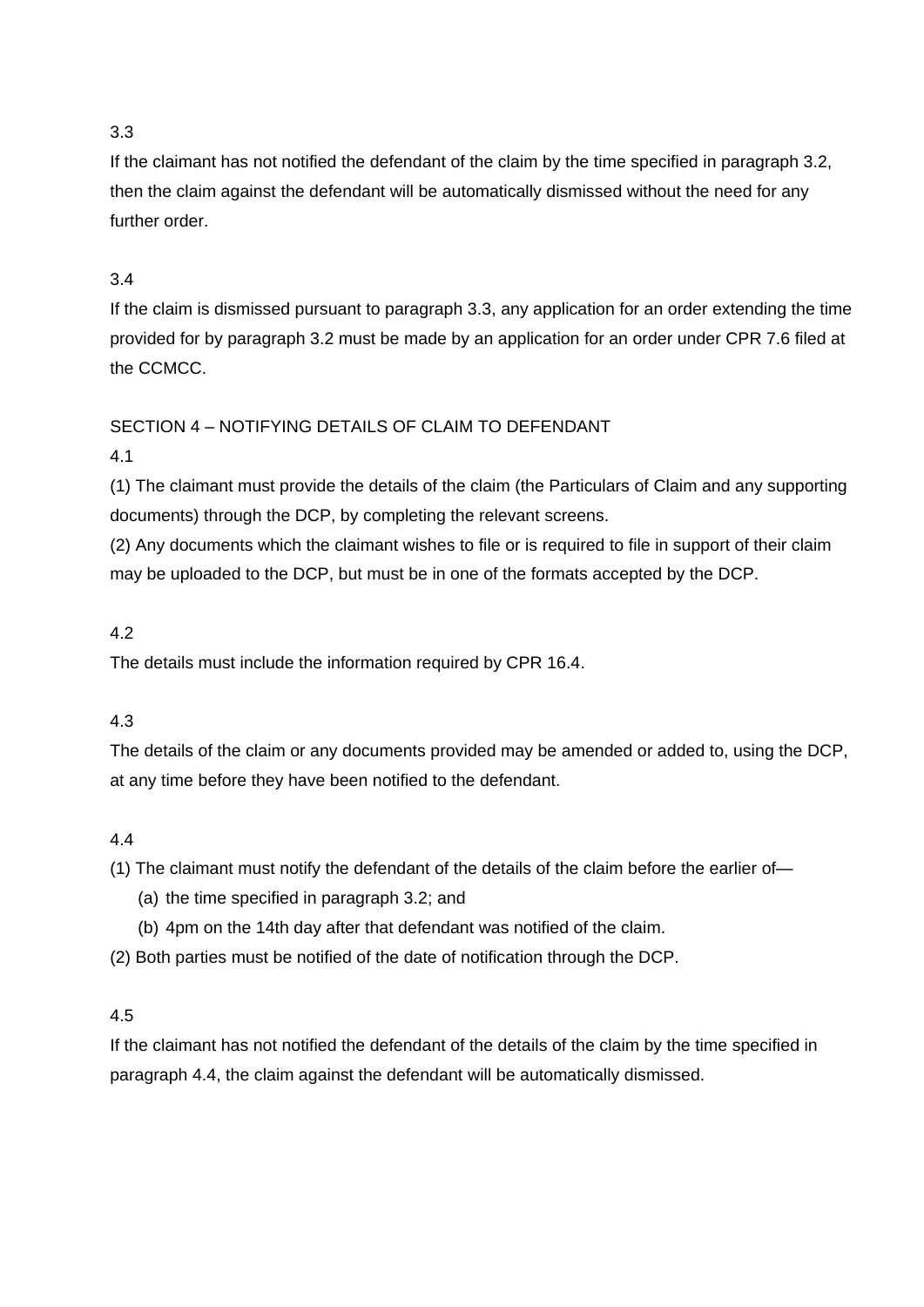3.3

If the claimant has not notified the defendant of the claim by the time specified in paragraph 3.2, then the claim against the defendant will be automatically dismissed without the need for any further order.

3.4

If the claim is dismissed pursuant to paragraph 3.3, any application for an order extending the time provided for by paragraph 3.2 must be made by an application for an order under CPR 7.6 filed at the CCMCC.

## SECTION 4 – NOTIFYING DETAILS OF CLAIM TO DEFENDANT

4.1

(1) The claimant must provide the details of the claim (the Particulars of Claim and any supporting documents) through the DCP, by completing the relevant screens.

(2) Any documents which the claimant wishes to file or is required to file in support of their claim may be uploaded to the DCP, but must be in one of the formats accepted by the DCP.

4.2

The details must include the information required by CPR 16.4.

4.3

The details of the claim or any documents provided may be amended or added to, using the DCP, at any time before they have been notified to the defendant.

4.4

(1) The claimant must notify the defendant of the details of the claim before the earlier of—

- (a) the time specified in paragraph 3.2; and
- (b) 4pm on the 14th day after that defendant was notified of the claim.

(2) Both parties must be notified of the date of notification through the DCP.

4.5

If the claimant has not notified the defendant of the details of the claim by the time specified in paragraph 4.4, the claim against the defendant will be automatically dismissed.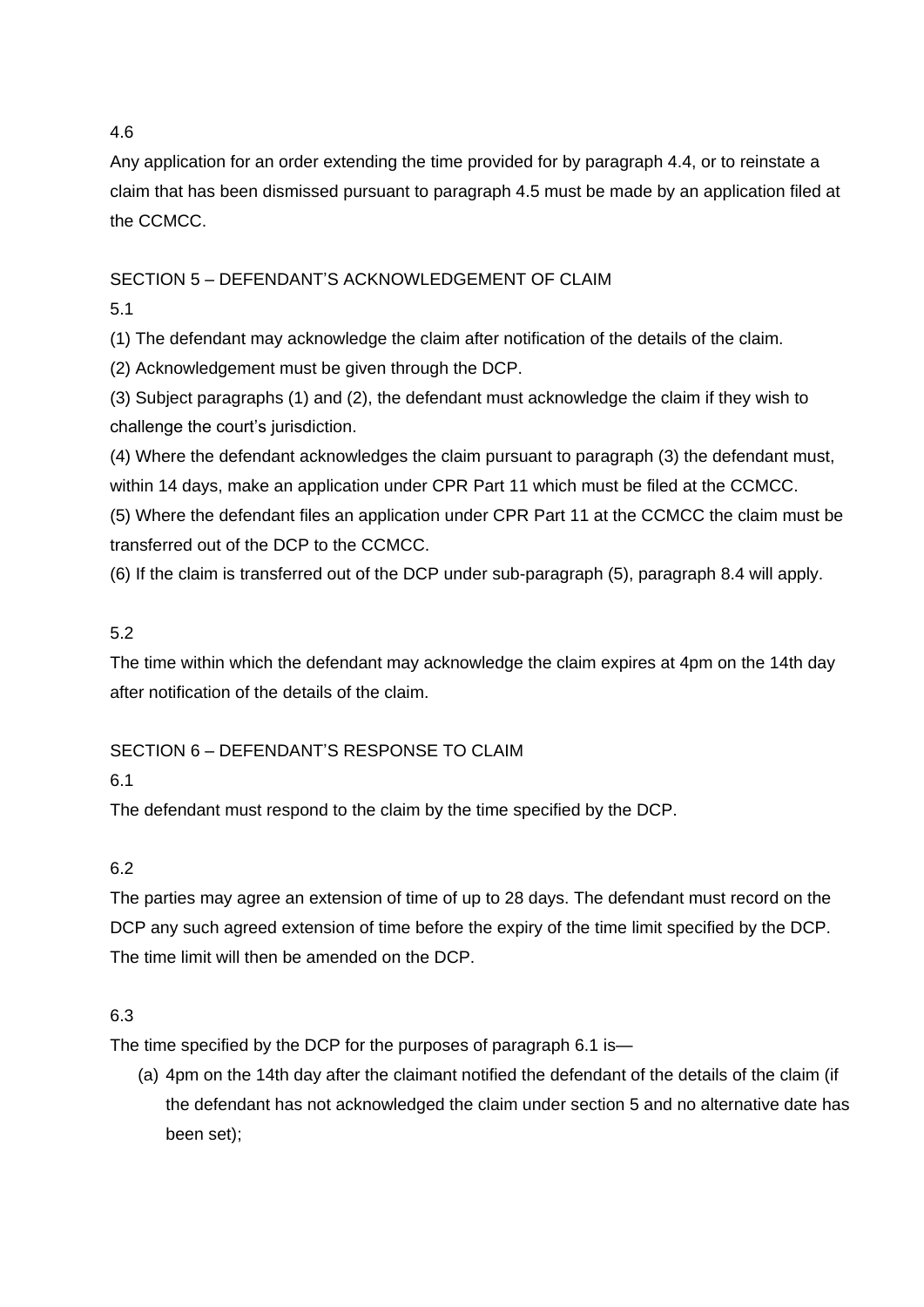4.6

Any application for an order extending the time provided for by paragraph 4.4, or to reinstate a claim that has been dismissed pursuant to paragraph 4.5 must be made by an application filed at the CCMCC.

## SECTION 5 – DEFENDANT'S ACKNOWLEDGEMENT OF CLAIM

5.1

(1) The defendant may acknowledge the claim after notification of the details of the claim.

(2) Acknowledgement must be given through the DCP.

(3) Subject paragraphs (1) and (2), the defendant must acknowledge the claim if they wish to challenge the court's jurisdiction.

(4) Where the defendant acknowledges the claim pursuant to paragraph (3) the defendant must, within 14 days, make an application under CPR Part 11 which must be filed at the CCMCC.

(5) Where the defendant files an application under CPR Part 11 at the CCMCC the claim must be transferred out of the DCP to the CCMCC.

(6) If the claim is transferred out of the DCP under sub-paragraph (5), paragraph 8.4 will apply.

5.2

The time within which the defendant may acknowledge the claim expires at 4pm on the 14th day after notification of the details of the claim.

## SECTION 6 – DEFENDANT'S RESPONSE TO CLAIM

6.1

The defendant must respond to the claim by the time specified by the DCP.

6.2

The parties may agree an extension of time of up to 28 days. The defendant must record on the DCP any such agreed extension of time before the expiry of the time limit specified by the DCP. The time limit will then be amended on the DCP.

6.3

The time specified by the DCP for the purposes of paragraph 6.1 is—

(a) 4pm on the 14th day after the claimant notified the defendant of the details of the claim (if the defendant has not acknowledged the claim under section 5 and no alternative date has been set);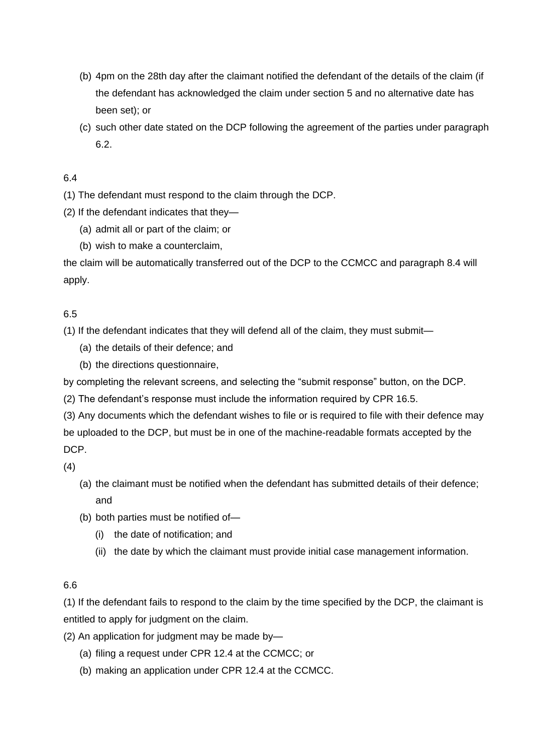(b) 4pm on the 28th day after the claimant notified the defendant of the details of the claim (if the defendant has acknowledged the claim under section 5 and no alternative date has been set); or

(c) such other date stated on the DCP following the agreement of the parties under paragraph 6.2.

6.4

(1) The defendant must respond to the claim through the DCP.

(2) If the defendant indicates that they—

(a) admit all or part of the claim; or

(b) wish to make a counterclaim,

the claim will be automatically transferred out of the DCP to the CCMCC and paragraph 8.4 will apply.

6.5

(1) If the defendant indicates that they will defend all of the claim, they must submit—

(a) the details of their defence; and

(b) the directions questionnaire,

by completing the relevant screens, and selecting the "submit response" button, on the DCP.

(2) The defendant's response must include the information required by CPR 16.5.

(3) Any documents which the defendant wishes to file or is required to file with their defence may be uploaded to the DCP, but must be in one of the machine-readable formats accepted by the DCP.

(4)

(a) the claimant must be notified when the defendant has submitted details of their defence; and

(b) both parties must be notified of—

(i) the date of notification; and

(ii) the date by which the claimant must provide initial case management information.

6.6

(1) If the defendant fails to respond to the claim by the time specified by the DCP, the claimant is entitled to apply for judgment on the claim.

(2) An application for judgment may be made by—

(a) filing a request under CPR 12.4 at the CCMCC; or

(b) making an application under CPR 12.4 at the CCMCC.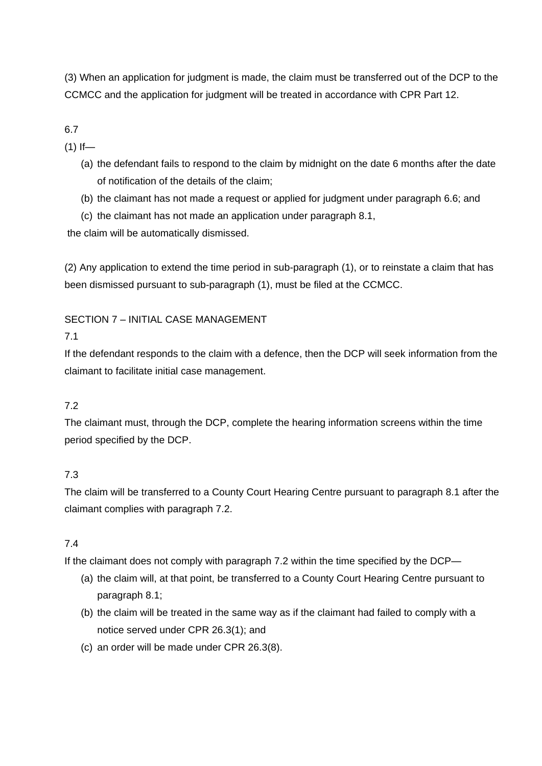(3) When an application for judgment is made, the claim must be transferred out of the DCP to the CCMCC and the application for judgment will be treated in accordance with CPR Part 12.

6.7

(1) If—

(a) the defendant fails to respond to the claim by midnight on the date 6 months after the date of notification of the details of the claim;

(b) the claimant has not made a request or applied for judgment under paragraph 6.6; and

(c) the claimant has not made an application under paragraph 8.1,

the claim will be automatically dismissed.

(2) Any application to extend the time period in sub-paragraph (1), or to reinstate a claim that has been dismissed pursuant to sub-paragraph (1), must be filed at the CCMCC.

## SECTION 7 – INITIAL CASE MANAGEMENT

7.1

If the defendant responds to the claim with a defence, then the DCP will seek information from the claimant to facilitate initial case management.

7.2

The claimant must, through the DCP, complete the hearing information screens within the time period specified by the DCP.

7.3

The claim will be transferred to a County Court Hearing Centre pursuant to paragraph 8.1 after the claimant complies with paragraph 7.2.

7.4

If the claimant does not comply with paragraph 7.2 within the time specified by the DCP—

(a) the claim will, at that point, be transferred to a County Court Hearing Centre pursuant to paragraph 8.1;

(b) the claim will be treated in the same way as if the claimant had failed to comply with a notice served under CPR 26.3(1); and

(c) an order will be made under CPR 26.3(8).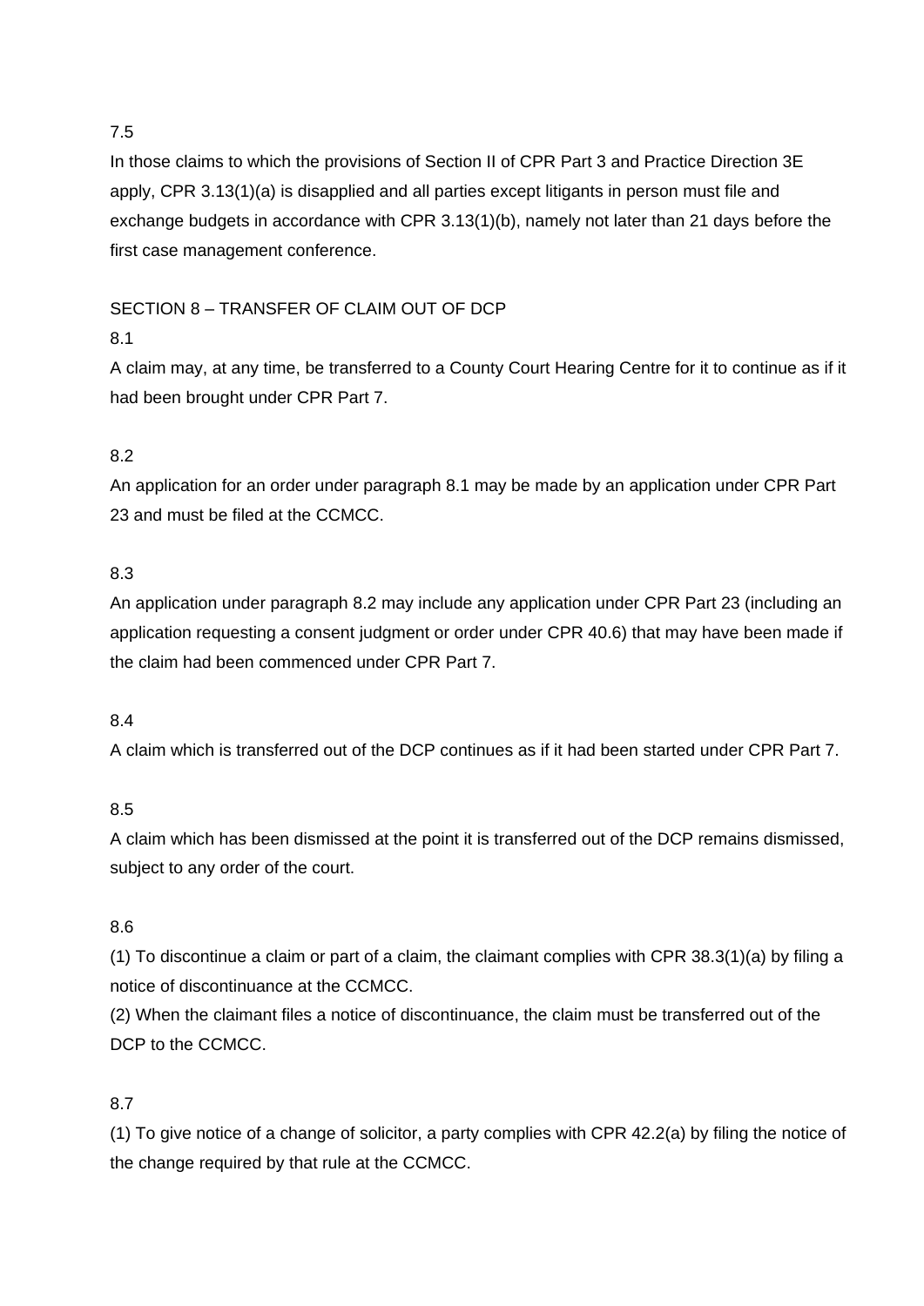7.5

In those claims to which the provisions of Section II of CPR Part 3 and Practice Direction 3E apply, CPR 3.13(1)(a) is disapplied and all parties except litigants in person must file and exchange budgets in accordance with CPR 3.13(1)(b), namely not later than 21 days before the first case management conference.

## SECTION 8 – TRANSFER OF CLAIM OUT OF DCP

8.1

A claim may, at any time, be transferred to a County Court Hearing Centre for it to continue as if it had been brought under CPR Part 7.

8.2

An application for an order under paragraph 8.1 may be made by an application under CPR Part 23 and must be filed at the CCMCC.

8.3

An application under paragraph 8.2 may include any application under CPR Part 23 (including an application requesting a consent judgment or order under CPR 40.6) that may have been made if the claim had been commenced under CPR Part 7.

8.4

A claim which is transferred out of the DCP continues as if it had been started under CPR Part 7.

8.5

A claim which has been dismissed at the point it is transferred out of the DCP remains dismissed, subject to any order of the court.

8.6

(1) To discontinue a claim or part of a claim, the claimant complies with CPR 38.3(1)(a) by filing a notice of discontinuance at the CCMCC.

(2) When the claimant files a notice of discontinuance, the claim must be transferred out of the DCP to the CCMCC.

8.7

(1) To give notice of a change of solicitor, a party complies with CPR 42.2(a) by filing the notice of the change required by that rule at the CCMCC.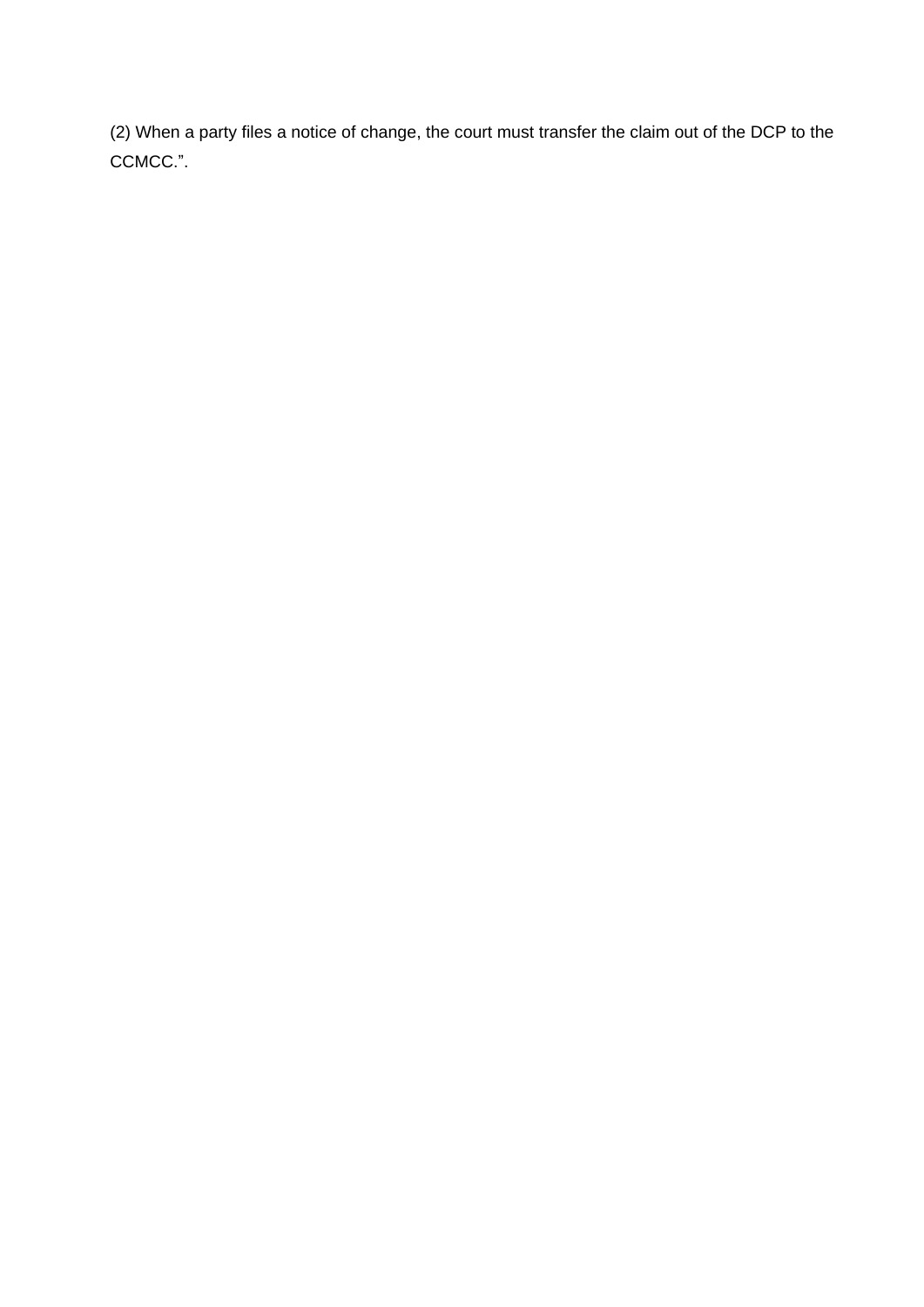(2) When a party files a notice of change, the court must transfer the claim out of the DCP to the CCMCC.”.